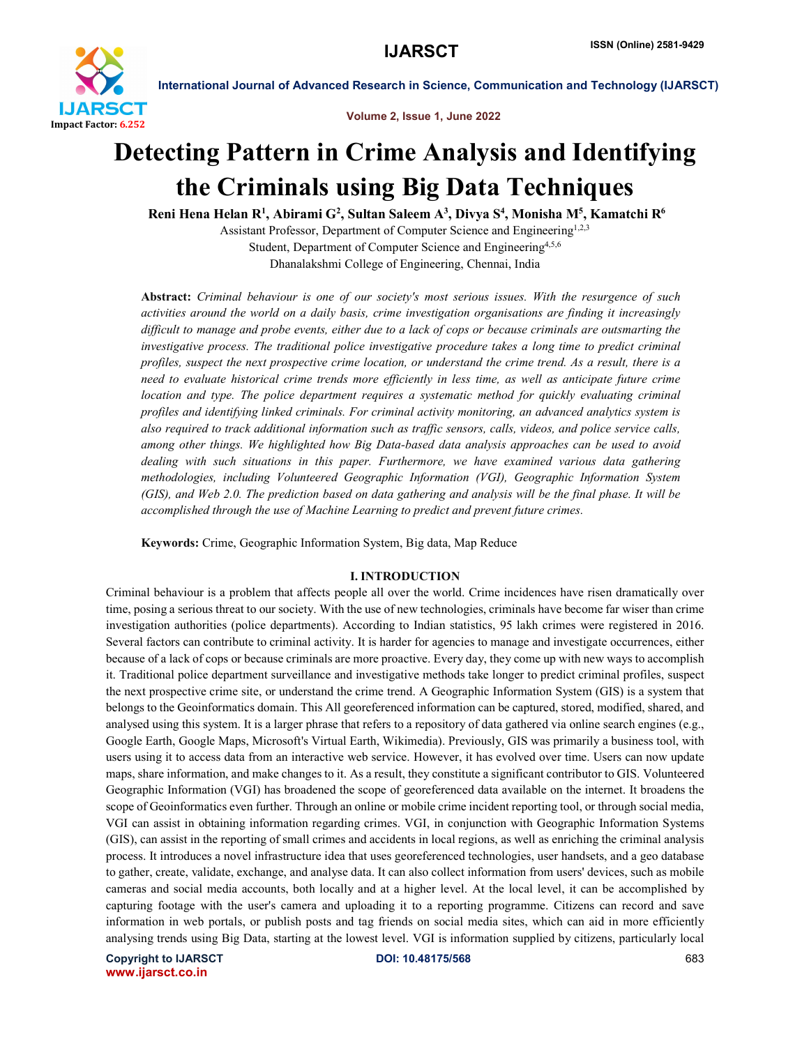# Detecting Pattern in Crime Analysis and Identifying the Criminals using Big Data Techniques

**Reni Hena Helan R[1], Abirami G[2], Sultan Saleem A[3], Divya S[4], Monisha M[5], Kamatchi R[6]**

Assistant Professor, Department of Computer Science and Engineering[1,2,3]
Student, Department of Computer Science and Engineering[4,5,6]
Dhanalakshmi College of Engineering, Chennai, India

**Abstract:** *Criminal behaviour is one of our society's most serious issues. With the resurgence of such activities around the world on a daily basis, crime investigation organisations are finding it increasingly difficult to manage and probe events, either due to a lack of cops or because criminals are outsmarting the investigative process. The traditional police investigative procedure takes a long time to predict criminal profiles, suspect the next prospective crime location, or understand the crime trend. As a result, there is a need to evaluate historical crime trends more efficiently in less time, as well as anticipate future crime location and type. The police department requires a systematic method for quickly evaluating criminal profiles and identifying linked criminals. For criminal activity monitoring, an advanced analytics system is also required to track additional information such as traffic sensors, calls, videos, and police service calls, among other things. We highlighted how Big Data-based data analysis approaches can be used to avoid dealing with such situations in this paper. Furthermore, we have examined various data gathering methodologies, including Volunteered Geographic Information (VGI), Geographic Information System (GIS), and Web 2.0. The prediction based on data gathering and analysis will be the final phase. It will be accomplished through the use of Machine Learning to predict and prevent future crimes.*

**Keywords:** Crime, Geographic Information System, Big data, Map Reduce

## I. INTRODUCTION

Criminal behaviour is a problem that affects people all over the world. Crime incidences have risen dramatically over time, posing a serious threat to our society. With the use of new technologies, criminals have become far wiser than crime investigation authorities (police departments). According to Indian statistics, 95 lakh crimes were registered in 2016. Several factors can contribute to criminal activity. It is harder for agencies to manage and investigate occurrences, either because of a lack of cops or because criminals are more proactive. Every day, they come up with new ways to accomplish it. Traditional police department surveillance and investigative methods take longer to predict criminal profiles, suspect the next prospective crime site, or understand the crime trend. A Geographic Information System (GIS) is a system that belongs to the Geoinformatics domain. This All georeferenced information can be captured, stored, modified, shared, and analysed using this system. It is a larger phrase that refers to a repository of data gathered via online search engines (e.g., Google Earth, Google Maps, Microsoft's Virtual Earth, Wikimedia). Previously, GIS was primarily a business tool, with users using it to access data from an interactive web service. However, it has evolved over time. Users can now update maps, share information, and make changes to it. As a result, they constitute a significant contributor to GIS. Volunteered Geographic Information (VGI) has broadened the scope of georeferenced data available on the internet. It broadens the scope of Geoinformatics even further. Through an online or mobile crime incident reporting tool, or through social media, VGI can assist in obtaining information regarding crimes. VGI, in conjunction with Geographic Information Systems (GIS), can assist in the reporting of small crimes and accidents in local regions, as well as enriching the criminal analysis process. It introduces a novel infrastructure idea that uses georeferenced technologies, user handsets, and a geo database to gather, create, validate, exchange, and analyse data. It can also collect information from users' devices, such as mobile cameras and social media accounts, both locally and at a higher level. At the local level, it can be accomplished by capturing footage with the user's camera and uploading it to a reporting programme. Citizens can record and save information in web portals, or publish posts and tag friends on social media sites, which can aid in more efficiently analysing trends using Big Data, starting at the lowest level. VGI is information supplied by citizens, particularly local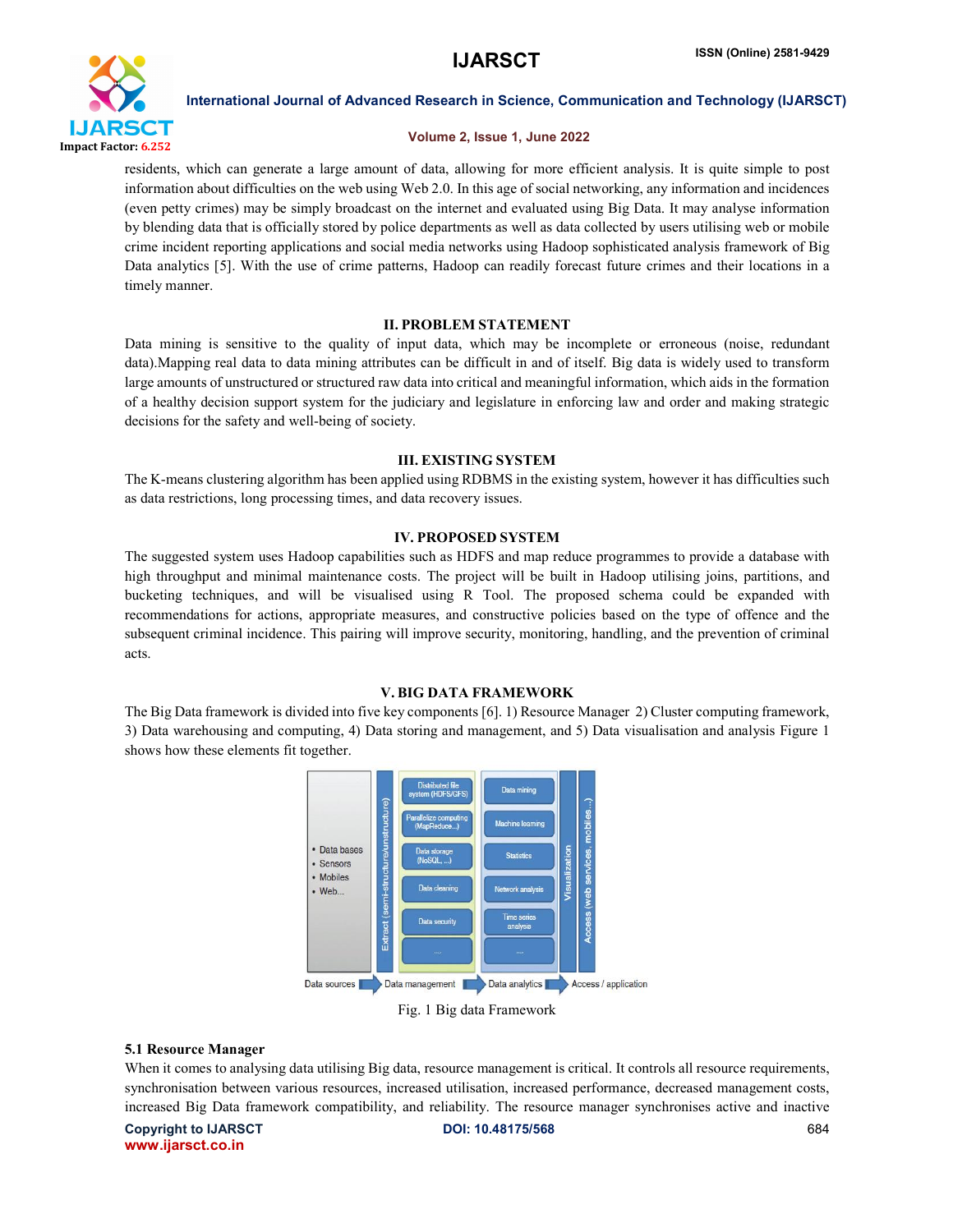residents, which can generate a large amount of data, allowing for more efficient analysis. It is quite simple to post information about difficulties on the web using Web 2.0. In this age of social networking, any information and incidences (even petty crimes) may be simply broadcast on the internet and evaluated using Big Data. It may analyse information by blending data that is officially stored by police departments as well as data collected by users utilising web or mobile crime incident reporting applications and social media networks using Hadoop sophisticated analysis framework of Big Data analytics [5]. With the use of crime patterns, Hadoop can readily forecast future crimes and their locations in a timely manner.

## II. PROBLEM STATEMENT

Data mining is sensitive to the quality of input data, which may be incomplete or erroneous (noise, redundant data).Mapping real data to data mining attributes can be difficult in and of itself. Big data is widely used to transform large amounts of unstructured or structured raw data into critical and meaningful information, which aids in the formation of a healthy decision support system for the judiciary and legislature in enforcing law and order and making strategic decisions for the safety and well-being of society.

## III. EXISTING SYSTEM

The K-means clustering algorithm has been applied using RDBMS in the existing system, however it has difficulties such as data restrictions, long processing times, and data recovery issues.

## IV. PROPOSED SYSTEM

The suggested system uses Hadoop capabilities such as HDFS and map reduce programmes to provide a database with high throughput and minimal maintenance costs. The project will be built in Hadoop utilising joins, partitions, and bucketing techniques, and will be visualised using R Tool. The proposed schema could be expanded with recommendations for actions, appropriate measures, and constructive policies based on the type of offence and the subsequent criminal incidence. This pairing will improve security, monitoring, handling, and the prevention of criminal acts.

## V. BIG DATA FRAMEWORK

The Big Data framework is divided into five key components [6]. 1) Resource Manager 2) Cluster computing framework, 3) Data warehousing and computing, 4) Data storing and management, and 5) Data visualisation and analysis Figure 1 shows how these elements fit together.

Fig. 1 Big data Framework

### 5.1 Resource Manager

When it comes to analysing data utilising Big data, resource management is critical. It controls all resource requirements, synchronisation between various resources, increased utilisation, increased performance, decreased management costs, increased Big Data framework compatibility, and reliability. The resource manager synchronises active and inactive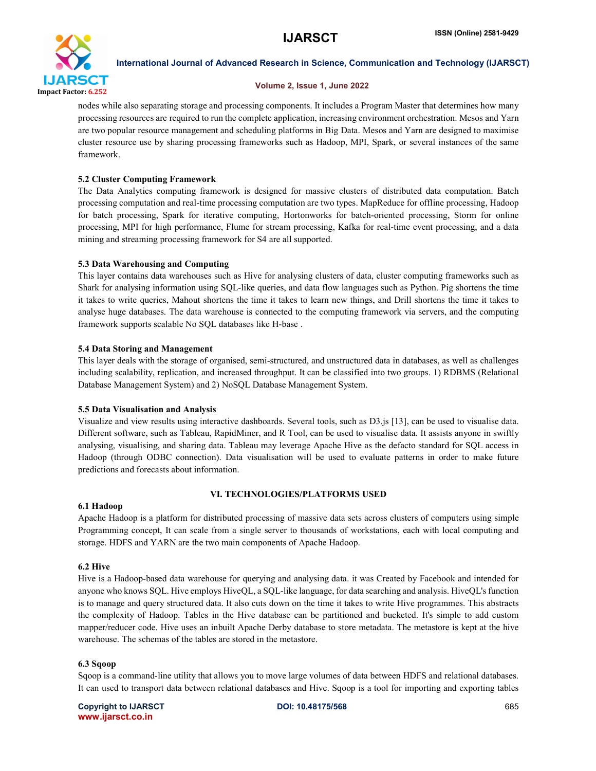nodes while also separating storage and processing components. It includes a Program Master that determines how many processing resources are required to run the complete application, increasing environment orchestration. Mesos and Yarn are two popular resource management and scheduling platforms in Big Data. Mesos and Yarn are designed to maximise cluster resource use by sharing processing frameworks such as Hadoop, MPI, Spark, or several instances of the same framework.

### 5.2 Cluster Computing Framework

The Data Analytics computing framework is designed for massive clusters of distributed data computation. Batch processing computation and real-time processing computation are two types. MapReduce for offline processing, Hadoop for batch processing, Spark for iterative computing, Hortonworks for batch-oriented processing, Storm for online processing, MPI for high performance, Flume for stream processing, Kafka for real-time event processing, and a data mining and streaming processing framework for S4 are all supported.

### 5.3 Data Warehousing and Computing

This layer contains data warehouses such as Hive for analysing clusters of data, cluster computing frameworks such as Shark for analysing information using SQL-like queries, and data flow languages such as Python. Pig shortens the time it takes to write queries, Mahout shortens the time it takes to learn new things, and Drill shortens the time it takes to analyse huge databases. The data warehouse is connected to the computing framework via servers, and the computing framework supports scalable No SQL databases like H-base .

### 5.4 Data Storing and Management

This layer deals with the storage of organised, semi-structured, and unstructured data in databases, as well as challenges including scalability, replication, and increased throughput. It can be classified into two groups. 1) RDBMS (Relational Database Management System) and 2) NoSQL Database Management System.

### 5.5 Data Visualisation and Analysis

Visualize and view results using interactive dashboards. Several tools, such as D3.js [13], can be used to visualise data. Different software, such as Tableau, RapidMiner, and R Tool, can be used to visualise data. It assists anyone in swiftly analysing, visualising, and sharing data. Tableau may leverage Apache Hive as the defacto standard for SQL access in Hadoop (through ODBC connection). Data visualisation will be used to evaluate patterns in order to make future predictions and forecasts about information.

## VI. TECHNOLOGIES/PLATFORMS USED

### 6.1 Hadoop

Apache Hadoop is a platform for distributed processing of massive data sets across clusters of computers using simple Programming concept, It can scale from a single server to thousands of workstations, each with local computing and storage. HDFS and YARN are the two main components of Apache Hadoop.

### 6.2 Hive

Hive is a Hadoop-based data warehouse for querying and analysing data. it was Created by Facebook and intended for anyone who knows SQL. Hive employs HiveQL, a SQL-like language, for data searching and analysis. HiveQL's function is to manage and query structured data. It also cuts down on the time it takes to write Hive programmes. This abstracts the complexity of Hadoop. Tables in the Hive database can be partitioned and bucketed. It's simple to add custom mapper/reducer code. Hive uses an inbuilt Apache Derby database to store metadata. The metastore is kept at the hive warehouse. The schemas of the tables are stored in the metastore.

### 6.3 Sqoop

Sqoop is a command-line utility that allows you to move large volumes of data between HDFS and relational databases. It can used to transport data between relational databases and Hive. Sqoop is a tool for importing and exporting tables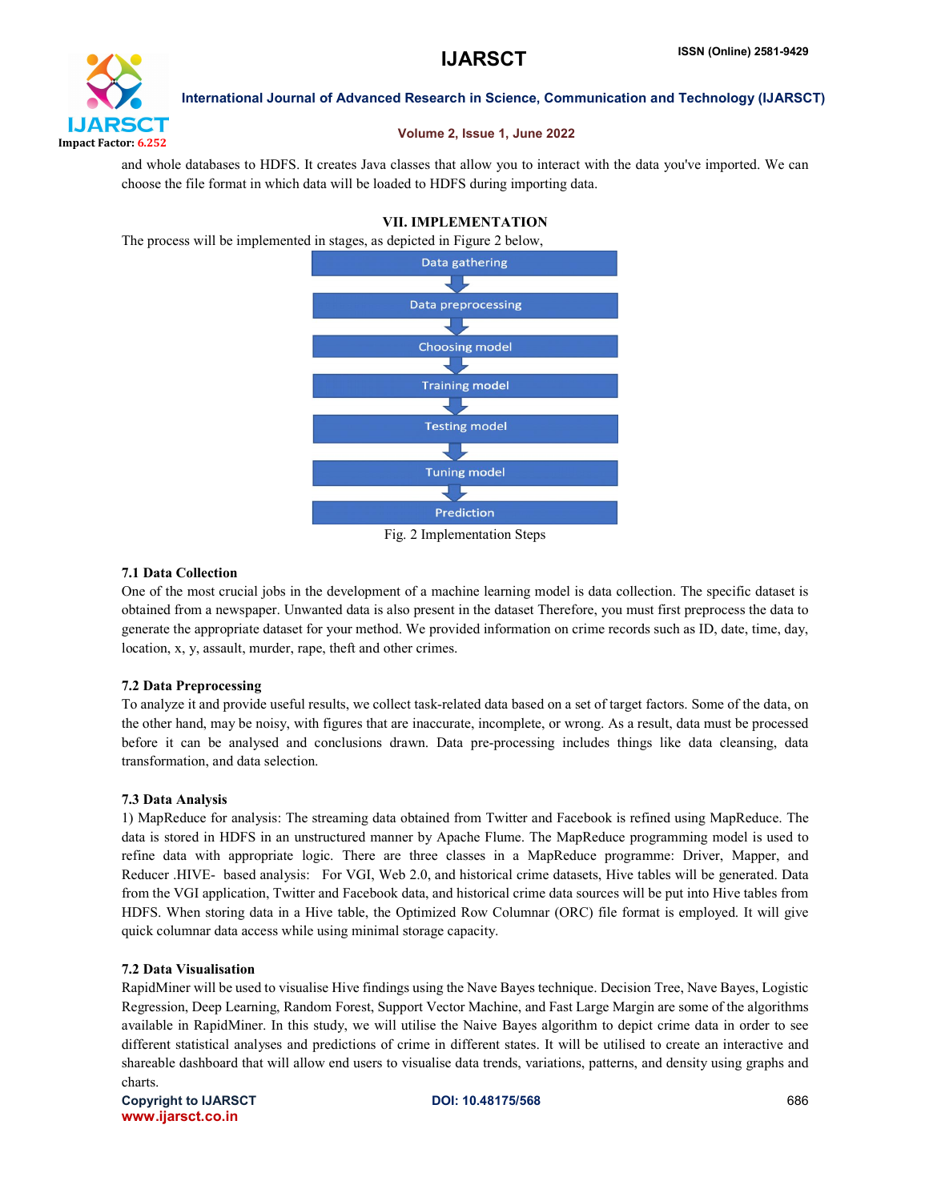and whole databases to HDFS. It creates Java classes that allow you to interact with the data you've imported. We can choose the file format in which data will be loaded to HDFS during importing data.

## VII. IMPLEMENTATION

The process will be implemented in stages, as depicted in Figure 2 below,

Data gathering → Data preprocessing → Choosing model → Training model → Testing model → Tuning model → Prediction

Fig. 2 Implementation Steps

### 7.1 Data Collection

One of the most crucial jobs in the development of a machine learning model is data collection. The specific dataset is obtained from a newspaper. Unwanted data is also present in the dataset Therefore, you must first preprocess the data to generate the appropriate dataset for your method. We provided information on crime records such as ID, date, time, day, location, x, y, assault, murder, rape, theft and other crimes.

### 7.2 Data Preprocessing

To analyze it and provide useful results, we collect task-related data based on a set of target factors. Some of the data, on the other hand, may be noisy, with figures that are inaccurate, incomplete, or wrong. As a result, data must be processed before it can be analysed and conclusions drawn. Data pre-processing includes things like data cleansing, data transformation, and data selection.

### 7.3 Data Analysis

1) MapReduce for analysis: The streaming data obtained from Twitter and Facebook is refined using MapReduce. The data is stored in HDFS in an unstructured manner by Apache Flume. The MapReduce programming model is used to refine data with appropriate logic. There are three classes in a MapReduce programme: Driver, Mapper, and Reducer .HIVE- based analysis: For VGI, Web 2.0, and historical crime datasets, Hive tables will be generated. Data from the VGI application, Twitter and Facebook data, and historical crime data sources will be put into Hive tables from HDFS. When storing data in a Hive table, the Optimized Row Columnar (ORC) file format is employed. It will give quick columnar data access while using minimal storage capacity.

### 7.2 Data Visualisation

RapidMiner will be used to visualise Hive findings using the Nave Bayes technique. Decision Tree, Nave Bayes, Logistic Regression, Deep Learning, Random Forest, Support Vector Machine, and Fast Large Margin are some of the algorithms available in RapidMiner. In this study, we will utilise the Naive Bayes algorithm to depict crime data in order to see different statistical analyses and predictions of crime in different states. It will be utilised to create an interactive and shareable dashboard that will allow end users to visualise data trends, variations, patterns, and density using graphs and charts.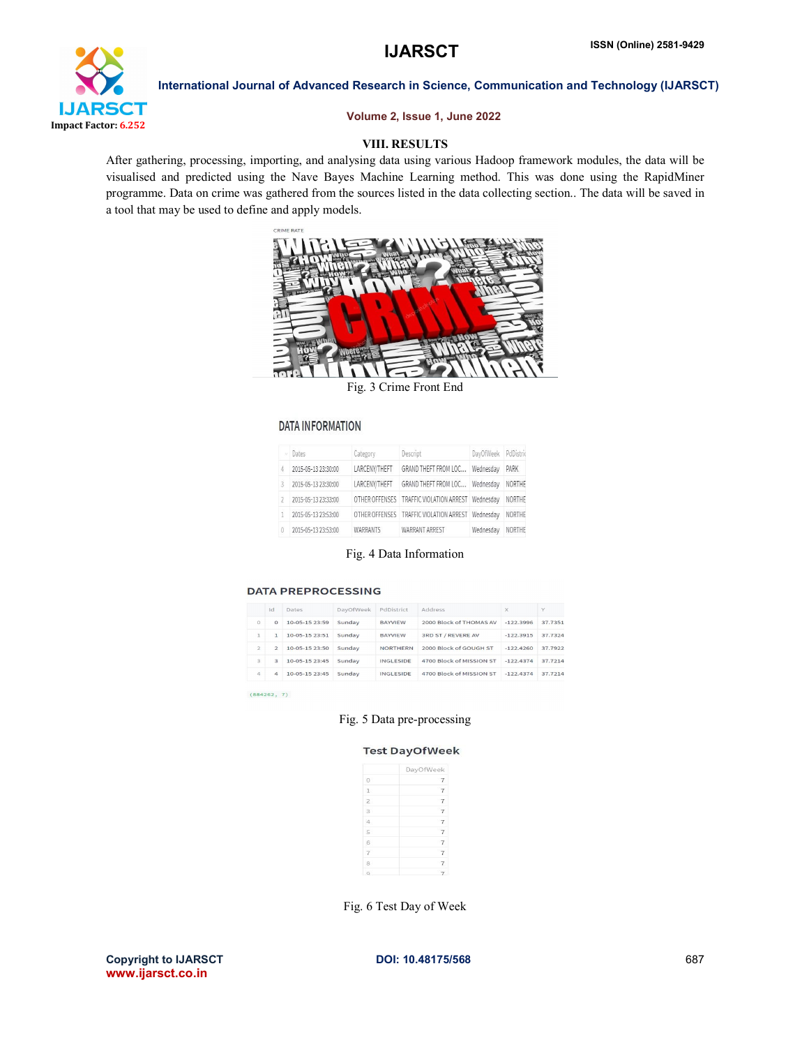## VIII. RESULTS

After gathering, processing, importing, and analysing data using various Hadoop framework modules, the data will be visualised and predicted using the Nave Bayes Machine Learning method. This was done using the RapidMiner programme. Data on crime was gathered from the sources listed in the data collecting section.. The data will be saved in a tool that may be used to define and apply models.

Fig. 3 Crime Front End

DATA INFORMATION

| | Dates | Category | Descript | DayOfWeek | PdDistric |
|---|---|---|---|---|---|
| 4 | 2015-05-13 23:30:00 | LARCENY/THEFT | GRAND THEFT FROM LOC... | Wednesday | PARK |
| 3 | 2015-05-13 23:30:00 | LARCENY/THEFT | GRAND THEFT FROM LOC... | Wednesday | NORTHE |
| 2 | 2015-05-13 23:33:00 | OTHER OFFENSES | TRAFFIC VIOLATION ARREST | Wednesday | NORTHE |
| 1 | 2015-05-13 23:53:00 | OTHER OFFENSES | TRAFFIC VIOLATION ARREST | Wednesday | NORTHE |
| 0 | 2015-05-13 23:53:00 | WARRANTS | WARRANT ARREST | Wednesday | NORTHE |

Fig. 4 Data Information

DATA PREPROCESSING

| | Id | Dates | DayOfWeek | PdDistrict | Address | X | Y |
|---|---|---|---|---|---|---|---|
| 0 | 0 | 10-05-15 23:59 | Sunday | BAYVIEW | 2000 Block of THOMAS AV | -122.3996 | 37.7351 |
| 1 | 1 | 10-05-15 23:51 | Sunday | BAYVIEW | 3RD ST / REVERE AV | -122.3915 | 37.7324 |
| 2 | 2 | 10-05-15 23:50 | Sunday | NORTHERN | 2000 Block of GOUGH ST | -122.4260 | 37.7922 |
| 3 | 3 | 10-05-15 23:45 | Sunday | INGLESIDE | 4700 Block of MISSION ST | -122.4374 | 37.7214 |
| 4 | 4 | 10-05-15 23:45 | Sunday | INGLESIDE | 4700 Block of MISSION ST | -122.4374 | 37.7214 |

(884262, 7)

Fig. 5 Data pre-processing

Test DayOfWeek

| | DayOfWeek |
|---|---|
| 0 | 7 |
| 1 | 7 |
| 2 | 7 |
| 3 | 7 |
| 4 | 7 |
| 5 | 7 |
| 6 | 7 |
| 7 | 7 |
| 8 | 7 |
| 9 | 7 |

Fig. 6 Test Day of Week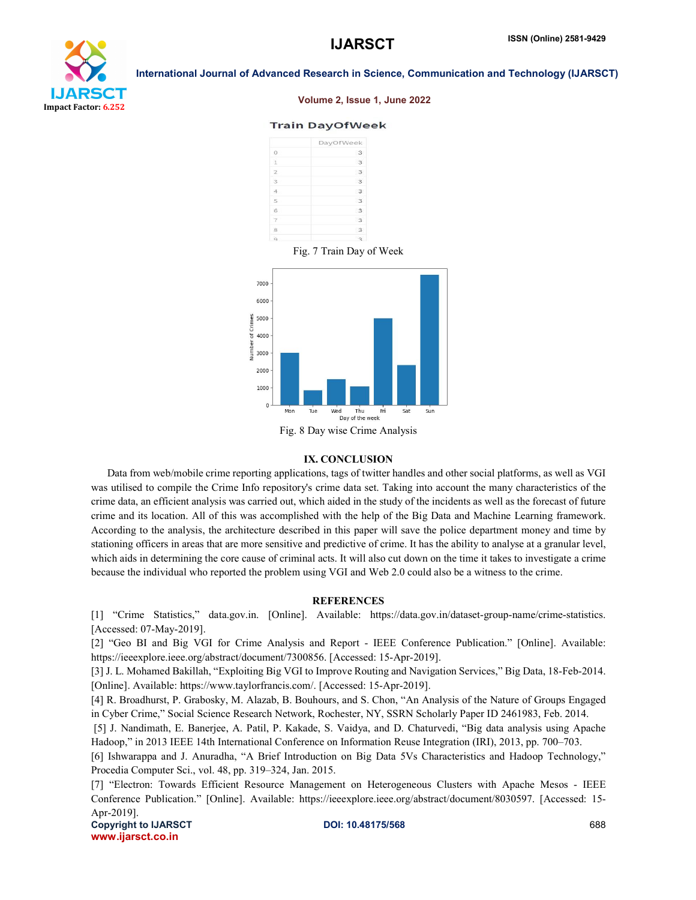Train DayOfWeek

| | DayOfWeek |
|---|---|
| 0 | 3 |
| 1 | 3 |
| 2 | 3 |
| 3 | 3 |
| 4 | 3 |
| 5 | 3 |
| 6 | 3 |
| 7 | 3 |
| 8 | 3 |
| 9 | 3 |

Fig. 7 Train Day of Week

Fig. 8 Day wise Crime Analysis

## IX. CONCLUSION

Data from web/mobile crime reporting applications, tags of twitter handles and other social platforms, as well as VGI was utilised to compile the Crime Info repository's crime data set. Taking into account the many characteristics of the crime data, an efficient analysis was carried out, which aided in the study of the incidents as well as the forecast of future crime and its location. All of this was accomplished with the help of the Big Data and Machine Learning framework. According to the analysis, the architecture described in this paper will save the police department money and time by stationing officers in areas that are more sensitive and predictive of crime. It has the ability to analyse at a granular level, which aids in determining the core cause of criminal acts. It will also cut down on the time it takes to investigate a crime because the individual who reported the problem using VGI and Web 2.0 could also be a witness to the crime.

## REFERENCES

[1] "Crime Statistics," data.gov.in. [Online]. Available: https://data.gov.in/dataset-group-name/crime-statistics. [Accessed: 07-May-2019].

[2] "Geo BI and Big VGI for Crime Analysis and Report - IEEE Conference Publication." [Online]. Available: https://ieeexplore.ieee.org/abstract/document/7300856. [Accessed: 15-Apr-2019].

[3] J. L. Mohamed Bakillah, "Exploiting Big VGI to Improve Routing and Navigation Services," Big Data, 18-Feb-2014. [Online]. Available: https://www.taylorfrancis.com/. [Accessed: 15-Apr-2019].

[4] R. Broadhurst, P. Grabosky, M. Alazab, B. Bouhours, and S. Chon, "An Analysis of the Nature of Groups Engaged in Cyber Crime," Social Science Research Network, Rochester, NY, SSRN Scholarly Paper ID 2461983, Feb. 2014.

[5] J. Nandimath, E. Banerjee, A. Patil, P. Kakade, S. Vaidya, and D. Chaturvedi, "Big data analysis using Apache Hadoop," in 2013 IEEE 14th International Conference on Information Reuse Integration (IRI), 2013, pp. 700–703.

[6] Ishwarappa and J. Anuradha, "A Brief Introduction on Big Data 5Vs Characteristics and Hadoop Technology," Procedia Computer Sci., vol. 48, pp. 319–324, Jan. 2015.

[7] "Electron: Towards Efficient Resource Management on Heterogeneous Clusters with Apache Mesos - IEEE Conference Publication." [Online]. Available: https://ieeexplore.ieee.org/abstract/document/8030597. [Accessed: 15-Apr-2019].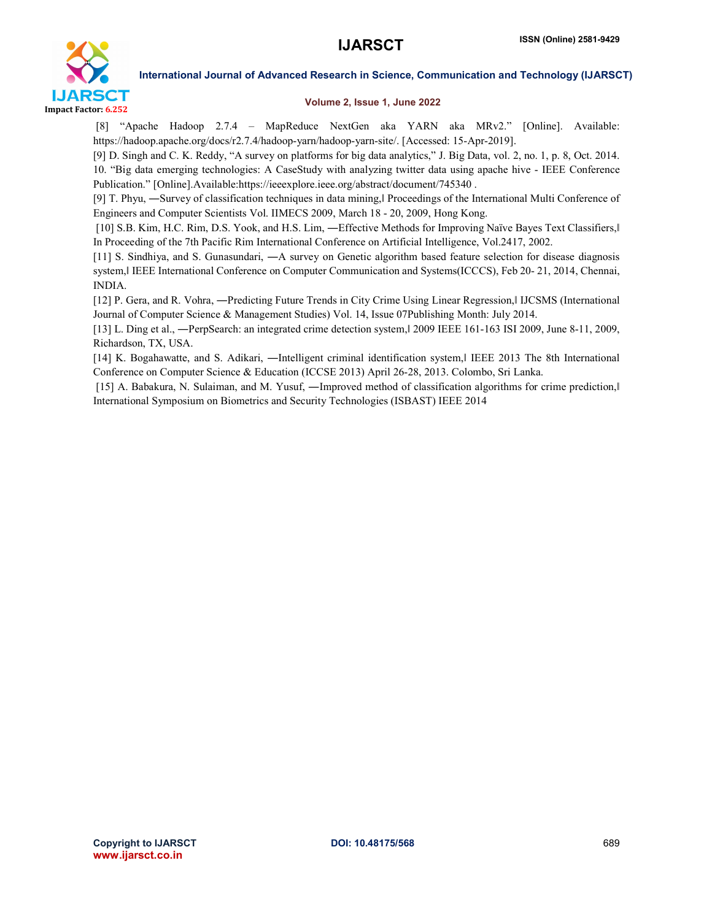[8] "Apache Hadoop 2.7.4 – MapReduce NextGen aka YARN aka MRv2." [Online]. Available: https://hadoop.apache.org/docs/r2.7.4/hadoop-yarn/hadoop-yarn-site/. [Accessed: 15-Apr-2019].

[9] D. Singh and C. K. Reddy, "A survey on platforms for big data analytics," J. Big Data, vol. 2, no. 1, p. 8, Oct. 2014.

10. "Big data emerging technologies: A CaseStudy with analyzing twitter data using apache hive - IEEE Conference Publication." [Online].Available:https://ieeexplore.ieee.org/abstract/document/745340 .

[9] T. Phyu, ―Survey of classification techniques in data mining,‖ Proceedings of the International Multi Conference of Engineers and Computer Scientists Vol. IIMECS 2009, March 18 - 20, 2009, Hong Kong.

[10] S.B. Kim, H.C. Rim, D.S. Yook, and H.S. Lim, ―Effective Methods for Improving Naïve Bayes Text Classifiers,‖ In Proceeding of the 7th Pacific Rim International Conference on Artificial Intelligence, Vol.2417, 2002.

[11] S. Sindhiya, and S. Gunasundari, ―A survey on Genetic algorithm based feature selection for disease diagnosis system,‖ IEEE International Conference on Computer Communication and Systems(ICCCS), Feb 20- 21, 2014, Chennai, INDIA.

[12] P. Gera, and R. Vohra, ―Predicting Future Trends in City Crime Using Linear Regression,‖ IJCSMS (International Journal of Computer Science & Management Studies) Vol. 14, Issue 07Publishing Month: July 2014.

[13] L. Ding et al., ―PerpSearch: an integrated crime detection system,‖ 2009 IEEE 161-163 ISI 2009, June 8-11, 2009, Richardson, TX, USA.

[14] K. Bogahawatte, and S. Adikari, ―Intelligent criminal identification system,‖ IEEE 2013 The 8th International Conference on Computer Science & Education (ICCSE 2013) April 26-28, 2013. Colombo, Sri Lanka.

[15] A. Babakura, N. Sulaiman, and M. Yusuf, ―Improved method of classification algorithms for crime prediction,‖ International Symposium on Biometrics and Security Technologies (ISBAST) IEEE 2014